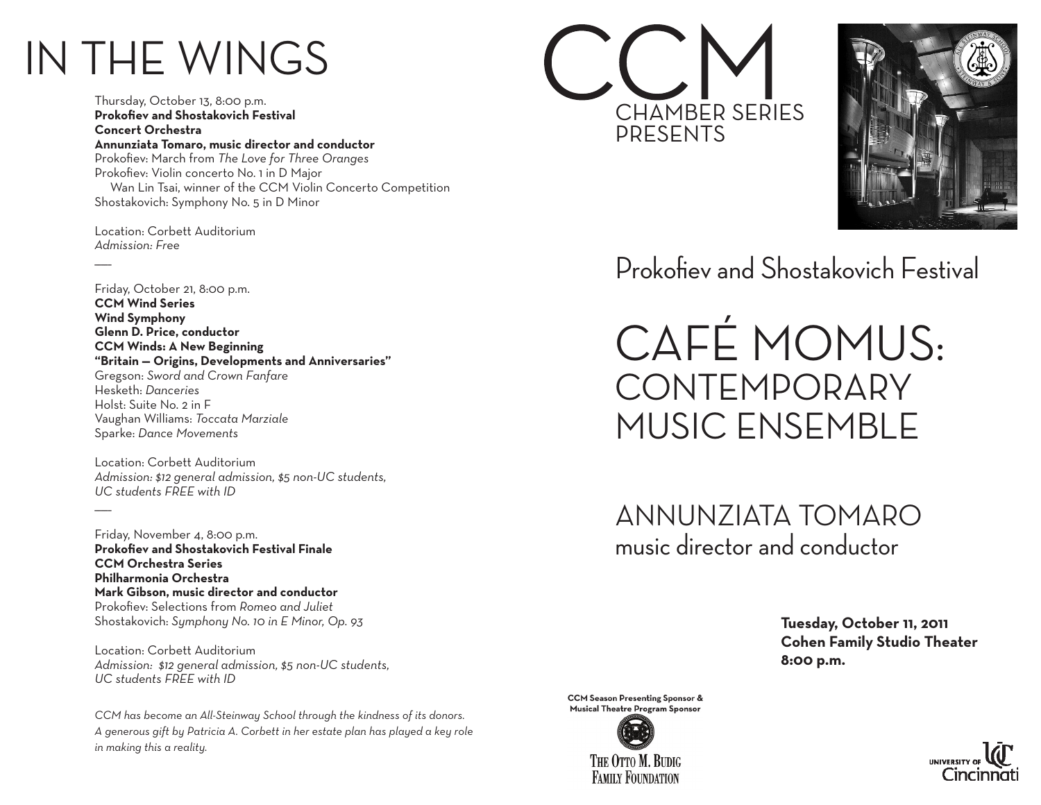# IN THE WINGS

Thursday, October 13, 8:00 p.m.
**Prokofiev and Shostakovich Festival**
**Concert Orchestra**
**Annunziata Tomaro, music director and conductor**
Prokofiev: March from *The Love for Three Oranges*
Prokofiev: Violin concerto No. 1 in D Major
Wan Lin Tsai, winner of the CCM Violin Concerto Competition
Shostakovich: Symphony No. 5 in D Minor

Location: Corbett Auditorium
*Admission: Free*

—

Friday, October 21, 8:00 p.m.
**CCM Wind Series**
**Wind Symphony**
**Glenn D. Price, conductor**
**CCM Winds: A New Beginning**
**"Britain — Origins, Developments and Anniversaries"**
Gregson: *Sword and Crown Fanfare*
Hesketh: *Danceries*
Holst: Suite No. 2 in F
Vaughan Williams: *Toccata Marziale*
Sparke: *Dance Movements*

Location: Corbett Auditorium
*Admission: $12 general admission, $5 non-UC students, UC students FREE with ID*

—

Friday, November 4, 8:00 p.m.
**Prokofiev and Shostakovich Festival Finale**
**CCM Orchestra Series**
**Philharmonia Orchestra**
**Mark Gibson, music director and conductor**
Prokofiev: Selections from *Romeo and Juliet*
Shostakovich: *Symphony No. 10 in E Minor, Op. 93*

Location: Corbett Auditorium
*Admission: $12 general admission, $5 non-UC students, UC students FREE with ID*

*CCM has become an All-Steinway School through the kindness of its donors. A generous gift by Patricia A. Corbett in her estate plan has played a key role in making this a reality.*

# CCM
## CHAMBER SERIES PRESENTS

## Prokofiev and Shostakovich Festival

# CAFÉ MOMUS: CONTEMPORARY MUSIC ENSEMBLE

## ANNUNZIATA TOMARO
music director and conductor

**Tuesday, October 11, 2011**
**Cohen Family Studio Theater**
**8:00 p.m.**

**CCM Season Presenting Sponsor & Musical Theatre Program Sponsor**

THE OTTO M. BUDIG FAMILY FOUNDATION

UNIVERSITY OF Cincinnati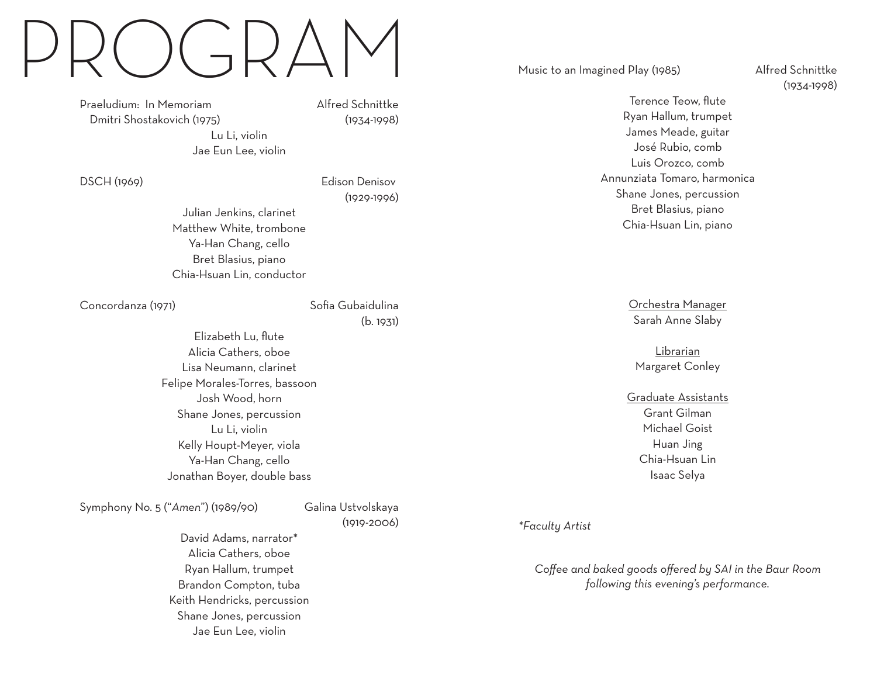# PROGRAM

Praeludium: In Memoriam Dmitri Shostakovich (1975) — Alfred Schnittke (1934-1998)

Lu Li, violin
Jae Eun Lee, violin

DSCH (1969) — Edison Denisov (1929-1996)

Julian Jenkins, clarinet
Matthew White, trombone
Ya-Han Chang, cello
Bret Blasius, piano
Chia-Hsuan Lin, conductor

Concordanza (1971) — Sofia Gubaidulina (b. 1931)

Elizabeth Lu, flute
Alicia Cathers, oboe
Lisa Neumann, clarinet
Felipe Morales-Torres, bassoon
Josh Wood, horn
Shane Jones, percussion
Lu Li, violin
Kelly Houpt-Meyer, viola
Ya-Han Chang, cello
Jonathan Boyer, double bass

Symphony No. 5 ("*Amen*") (1989/90) — Galina Ustvolskaya (1919-2006)

David Adams, narrator*
Alicia Cathers, oboe
Ryan Hallum, trumpet
Brandon Compton, tuba
Keith Hendricks, percussion
Shane Jones, percussion
Jae Eun Lee, violin

Music to an Imagined Play (1985) — Alfred Schnittke (1934-1998)

Terence Teow, flute
Ryan Hallum, trumpet
James Meade, guitar
José Rubio, comb
Luis Orozco, comb
Annunziata Tomaro, harmonica
Shane Jones, percussion
Bret Blasius, piano
Chia-Hsuan Lin, piano

Orchestra Manager
Sarah Anne Slaby

Librarian
Margaret Conley

Graduate Assistants
Grant Gilman
Michael Goist
Huan Jing
Chia-Hsuan Lin
Isaac Selya

*\*Faculty Artist*

*Coffee and baked goods offered by SAI in the Baur Room following this evening's performance.*